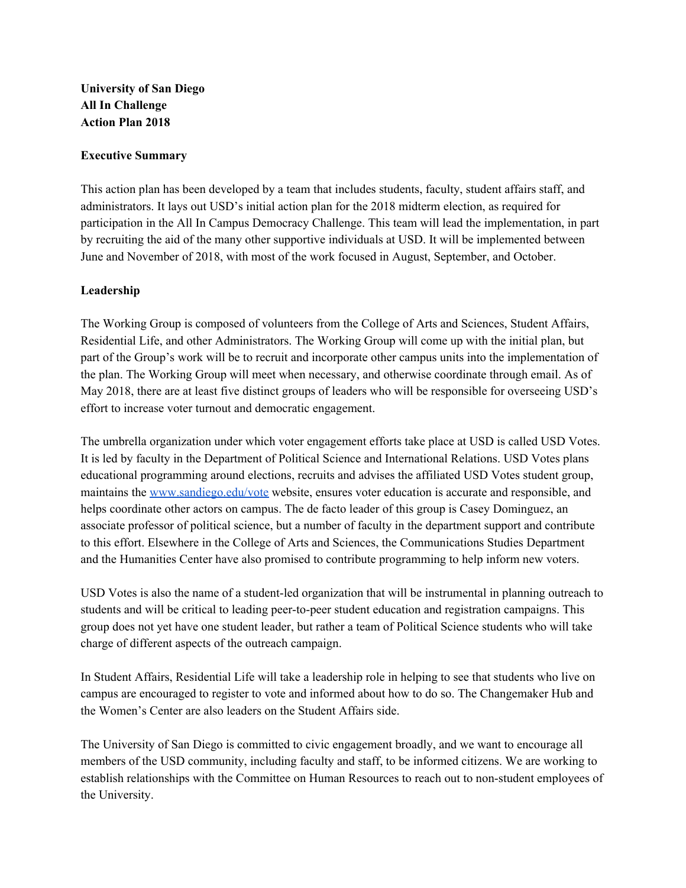**University of San Diego**
**All In Challenge**
**Action Plan 2018**

**Executive Summary**

This action plan has been developed by a team that includes students, faculty, student affairs staff, and administrators. It lays out USD's initial action plan for the 2018 midterm election, as required for participation in the All In Campus Democracy Challenge. This team will lead the implementation, in part by recruiting the aid of the many other supportive individuals at USD. It will be implemented between June and November of 2018, with most of the work focused in August, September, and October.

**Leadership**

The Working Group is composed of volunteers from the College of Arts and Sciences, Student Affairs, Residential Life, and other Administrators. The Working Group will come up with the initial plan, but part of the Group's work will be to recruit and incorporate other campus units into the implementation of the plan. The Working Group will meet when necessary, and otherwise coordinate through email. As of May 2018, there are at least five distinct groups of leaders who will be responsible for overseeing USD's effort to increase voter turnout and democratic engagement.

The umbrella organization under which voter engagement efforts take place at USD is called USD Votes. It is led by faculty in the Department of Political Science and International Relations. USD Votes plans educational programming around elections, recruits and advises the affiliated USD Votes student group, maintains the [www.sandiego.edu/vote](http://www.sandiego.edu/vote) website, ensures voter education is accurate and responsible, and helps coordinate other actors on campus. The de facto leader of this group is Casey Dominguez, an associate professor of political science, but a number of faculty in the department support and contribute to this effort. Elsewhere in the College of Arts and Sciences, the Communications Studies Department and the Humanities Center have also promised to contribute programming to help inform new voters.

USD Votes is also the name of a student-led organization that will be instrumental in planning outreach to students and will be critical to leading peer-to-peer student education and registration campaigns. This group does not yet have one student leader, but rather a team of Political Science students who will take charge of different aspects of the outreach campaign.

In Student Affairs, Residential Life will take a leadership role in helping to see that students who live on campus are encouraged to register to vote and informed about how to do so. The Changemaker Hub and the Women's Center are also leaders on the Student Affairs side.

The University of San Diego is committed to civic engagement broadly, and we want to encourage all members of the USD community, including faculty and staff, to be informed citizens. We are working to establish relationships with the Committee on Human Resources to reach out to non-student employees of the University.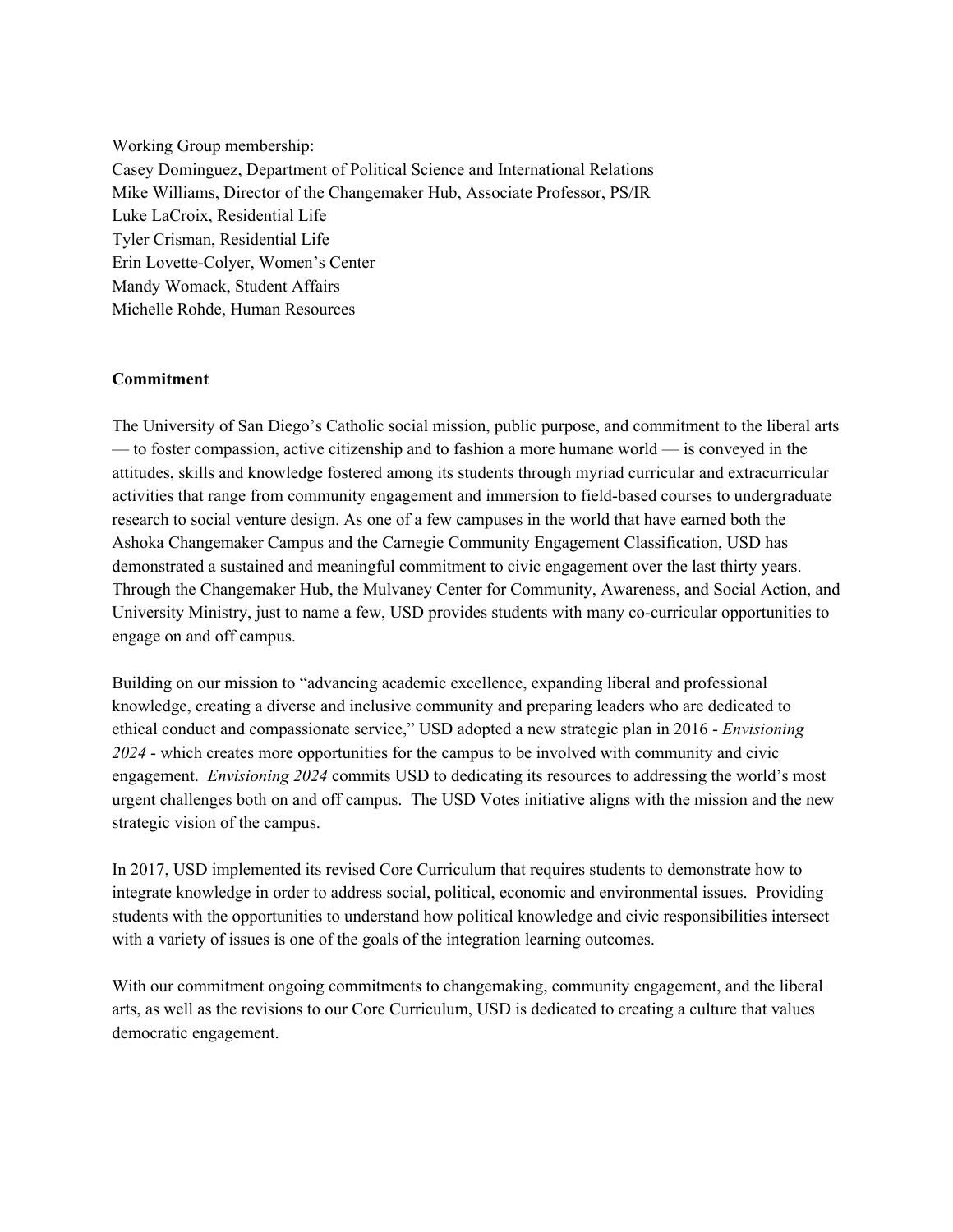Working Group membership:
Casey Dominguez, Department of Political Science and International Relations
Mike Williams, Director of the Changemaker Hub, Associate Professor, PS/IR
Luke LaCroix, Residential Life
Tyler Crisman, Residential Life
Erin Lovette-Colyer, Women's Center
Mandy Womack, Student Affairs
Michelle Rohde, Human Resources

## Commitment

The University of San Diego's Catholic social mission, public purpose, and commitment to the liberal arts — to foster compassion, active citizenship and to fashion a more humane world — is conveyed in the attitudes, skills and knowledge fostered among its students through myriad curricular and extracurricular activities that range from community engagement and immersion to field-based courses to undergraduate research to social venture design. As one of a few campuses in the world that have earned both the Ashoka Changemaker Campus and the Carnegie Community Engagement Classification, USD has demonstrated a sustained and meaningful commitment to civic engagement over the last thirty years. Through the Changemaker Hub, the Mulvaney Center for Community, Awareness, and Social Action, and University Ministry, just to name a few, USD provides students with many co-curricular opportunities to engage on and off campus.

Building on our mission to "advancing academic excellence, expanding liberal and professional knowledge, creating a diverse and inclusive community and preparing leaders who are dedicated to ethical conduct and compassionate service," USD adopted a new strategic plan in 2016 - *Envisioning 2024* - which creates more opportunities for the campus to be involved with community and civic engagement. *Envisioning 2024* commits USD to dedicating its resources to addressing the world's most urgent challenges both on and off campus. The USD Votes initiative aligns with the mission and the new strategic vision of the campus.

In 2017, USD implemented its revised Core Curriculum that requires students to demonstrate how to integrate knowledge in order to address social, political, economic and environmental issues. Providing students with the opportunities to understand how political knowledge and civic responsibilities intersect with a variety of issues is one of the goals of the integration learning outcomes.

With our commitment ongoing commitments to changemaking, community engagement, and the liberal arts, as well as the revisions to our Core Curriculum, USD is dedicated to creating a culture that values democratic engagement.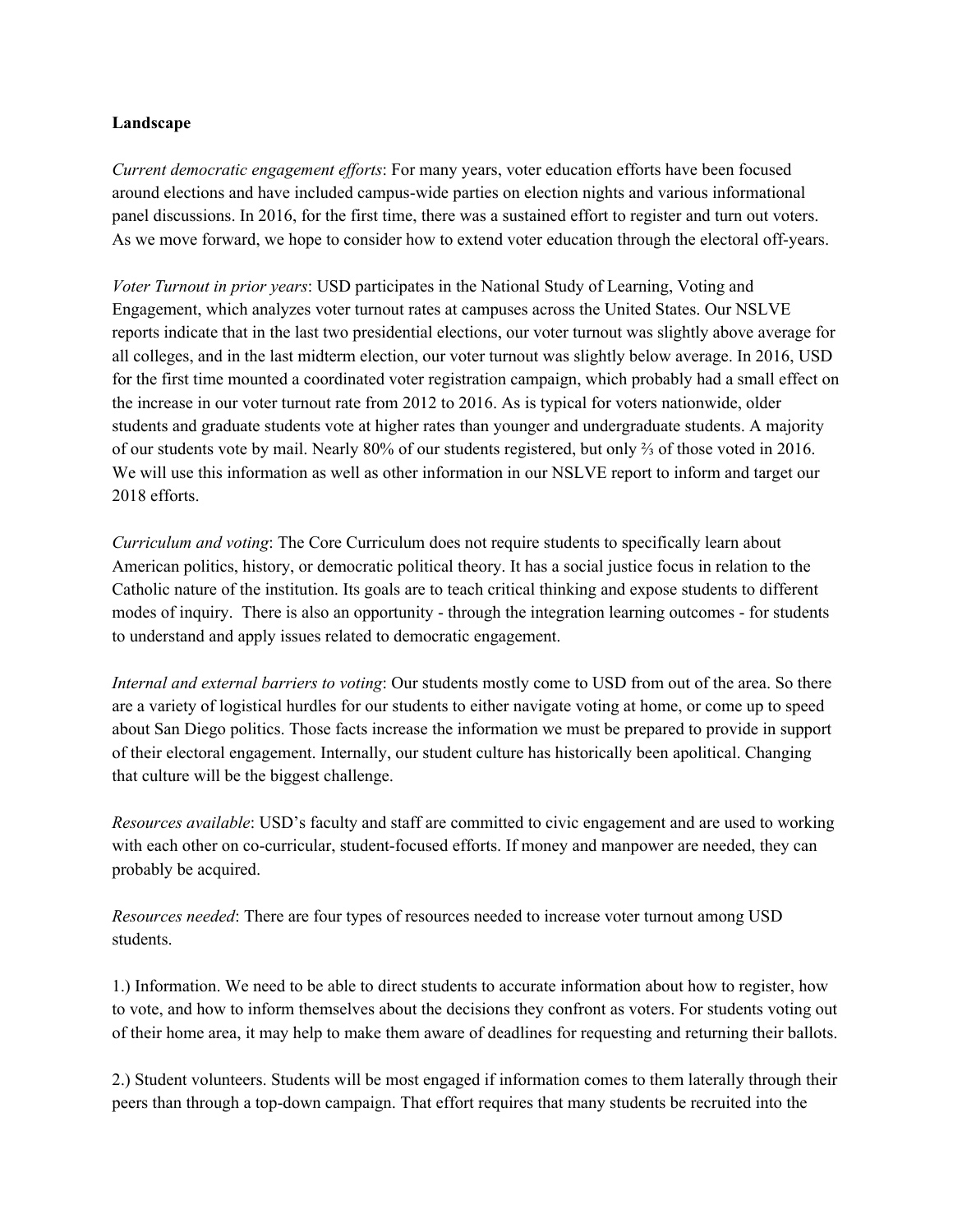**Landscape**

*Current democratic engagement efforts*: For many years, voter education efforts have been focused around elections and have included campus-wide parties on election nights and various informational panel discussions. In 2016, for the first time, there was a sustained effort to register and turn out voters. As we move forward, we hope to consider how to extend voter education through the electoral off-years.

*Voter Turnout in prior years*: USD participates in the National Study of Learning, Voting and Engagement, which analyzes voter turnout rates at campuses across the United States. Our NSLVE reports indicate that in the last two presidential elections, our voter turnout was slightly above average for all colleges, and in the last midterm election, our voter turnout was slightly below average. In 2016, USD for the first time mounted a coordinated voter registration campaign, which probably had a small effect on the increase in our voter turnout rate from 2012 to 2016. As is typical for voters nationwide, older students and graduate students vote at higher rates than younger and undergraduate students. A majority of our students vote by mail. Nearly 80% of our students registered, but only ⅔ of those voted in 2016. We will use this information as well as other information in our NSLVE report to inform and target our 2018 efforts.

*Curriculum and voting*: The Core Curriculum does not require students to specifically learn about American politics, history, or democratic political theory. It has a social justice focus in relation to the Catholic nature of the institution. Its goals are to teach critical thinking and expose students to different modes of inquiry. There is also an opportunity - through the integration learning outcomes - for students to understand and apply issues related to democratic engagement.

*Internal and external barriers to voting*: Our students mostly come to USD from out of the area. So there are a variety of logistical hurdles for our students to either navigate voting at home, or come up to speed about San Diego politics. Those facts increase the information we must be prepared to provide in support of their electoral engagement. Internally, our student culture has historically been apolitical. Changing that culture will be the biggest challenge.

*Resources available*: USD's faculty and staff are committed to civic engagement and are used to working with each other on co-curricular, student-focused efforts. If money and manpower are needed, they can probably be acquired.

*Resources needed*: There are four types of resources needed to increase voter turnout among USD students.

1.) Information. We need to be able to direct students to accurate information about how to register, how to vote, and how to inform themselves about the decisions they confront as voters. For students voting out of their home area, it may help to make them aware of deadlines for requesting and returning their ballots.

2.) Student volunteers. Students will be most engaged if information comes to them laterally through their peers than through a top-down campaign. That effort requires that many students be recruited into the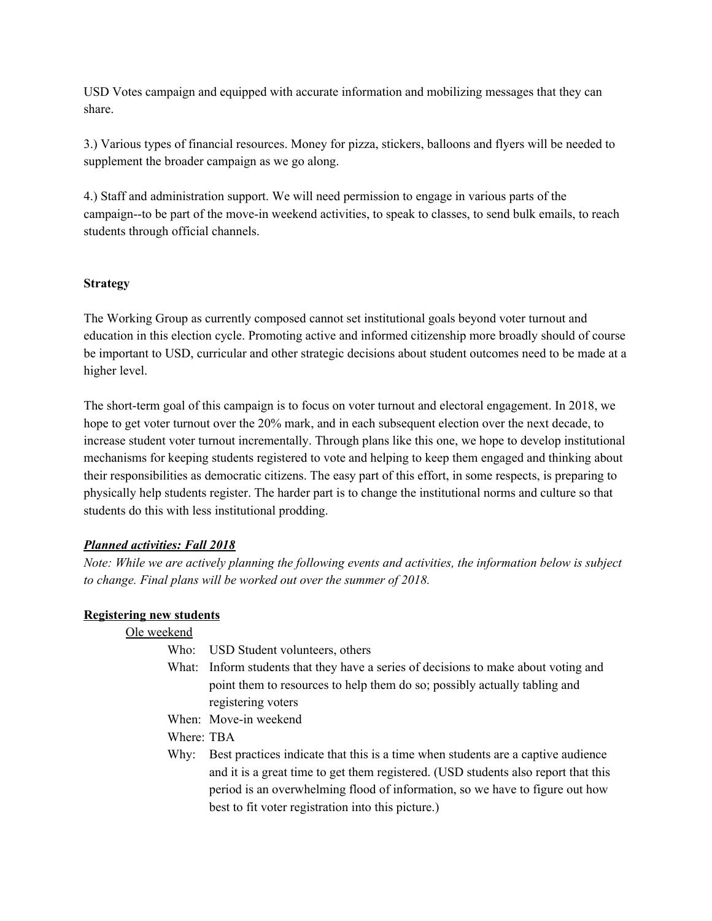USD Votes campaign and equipped with accurate information and mobilizing messages that they can share.

3.) Various types of financial resources. Money for pizza, stickers, balloons and flyers will be needed to supplement the broader campaign as we go along.

4.) Staff and administration support. We will need permission to engage in various parts of the campaign--to be part of the move-in weekend activities, to speak to classes, to send bulk emails, to reach students through official channels.

**Strategy**

The Working Group as currently composed cannot set institutional goals beyond voter turnout and education in this election cycle. Promoting active and informed citizenship more broadly should of course be important to USD, curricular and other strategic decisions about student outcomes need to be made at a higher level.

The short-term goal of this campaign is to focus on voter turnout and electoral engagement. In 2018, we hope to get voter turnout over the 20% mark, and in each subsequent election over the next decade, to increase student voter turnout incrementally. Through plans like this one, we hope to develop institutional mechanisms for keeping students registered to vote and helping to keep them engaged and thinking about their responsibilities as democratic citizens. The easy part of this effort, in some respects, is preparing to physically help students register. The harder part is to change the institutional norms and culture so that students do this with less institutional prodding.

***Planned activities: Fall 2018***

*Note: While we are actively planning the following events and activities, the information below is subject to change. Final plans will be worked out over the summer of 2018.*

**Registering new students**

Ole weekend

- Who: USD Student volunteers, others
- What: Inform students that they have a series of decisions to make about voting and point them to resources to help them do so; possibly actually tabling and registering voters
- When: Move-in weekend
- Where: TBA
- Why: Best practices indicate that this is a time when students are a captive audience and it is a great time to get them registered. (USD students also report that this period is an overwhelming flood of information, so we have to figure out how best to fit voter registration into this picture.)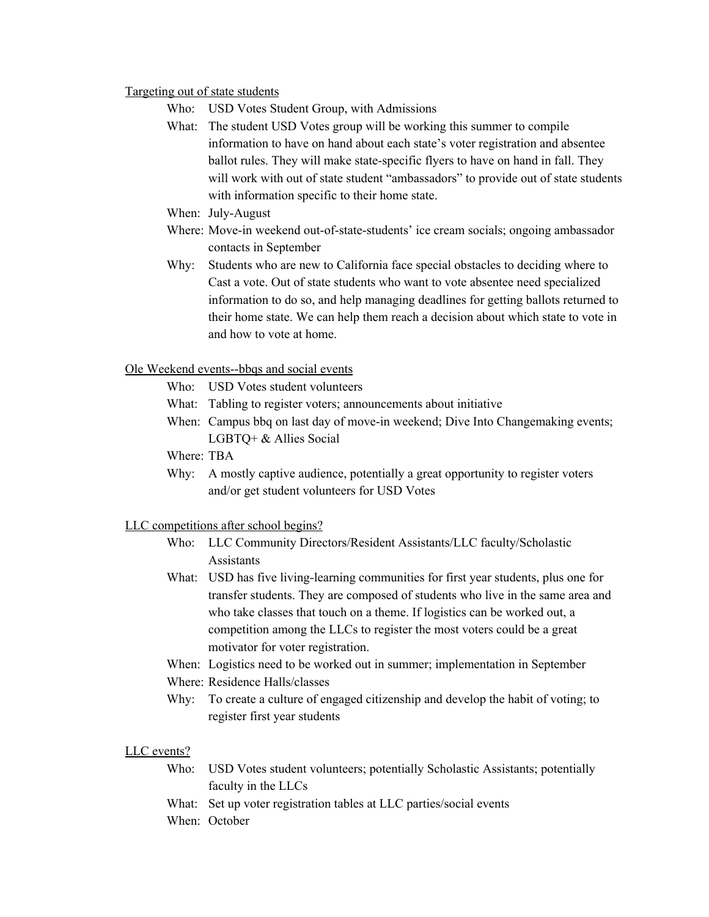<u>Targeting out of state students</u>

Who: USD Votes Student Group, with Admissions

What: The student USD Votes group will be working this summer to compile information to have on hand about each state's voter registration and absentee ballot rules. They will make state-specific flyers to have on hand in fall. They will work with out of state student "ambassadors" to provide out of state students with information specific to their home state.

When: July-August

Where: Move-in weekend out-of-state-students' ice cream socials; ongoing ambassador contacts in September

Why: Students who are new to California face special obstacles to deciding where to Cast a vote. Out of state students who want to vote absentee need specialized information to do so, and help managing deadlines for getting ballots returned to their home state. We can help them reach a decision about which state to vote in and how to vote at home.

<u>Ole Weekend events--bbqs and social events</u>

Who: USD Votes student volunteers

What: Tabling to register voters; announcements about initiative

When: Campus bbq on last day of move-in weekend; Dive Into Changemaking events; LGBTQ+ & Allies Social

Where: TBA

Why: A mostly captive audience, potentially a great opportunity to register voters and/or get student volunteers for USD Votes

<u>LLC competitions after school begins?</u>

Who: LLC Community Directors/Resident Assistants/LLC faculty/Scholastic Assistants

What: USD has five living-learning communities for first year students, plus one for transfer students. They are composed of students who live in the same area and who take classes that touch on a theme. If logistics can be worked out, a competition among the LLCs to register the most voters could be a great motivator for voter registration.

When: Logistics need to be worked out in summer; implementation in September

Where: Residence Halls/classes

Why: To create a culture of engaged citizenship and develop the habit of voting; to register first year students

<u>LLC events?</u>

Who: USD Votes student volunteers; potentially Scholastic Assistants; potentially faculty in the LLCs

What: Set up voter registration tables at LLC parties/social events

When: October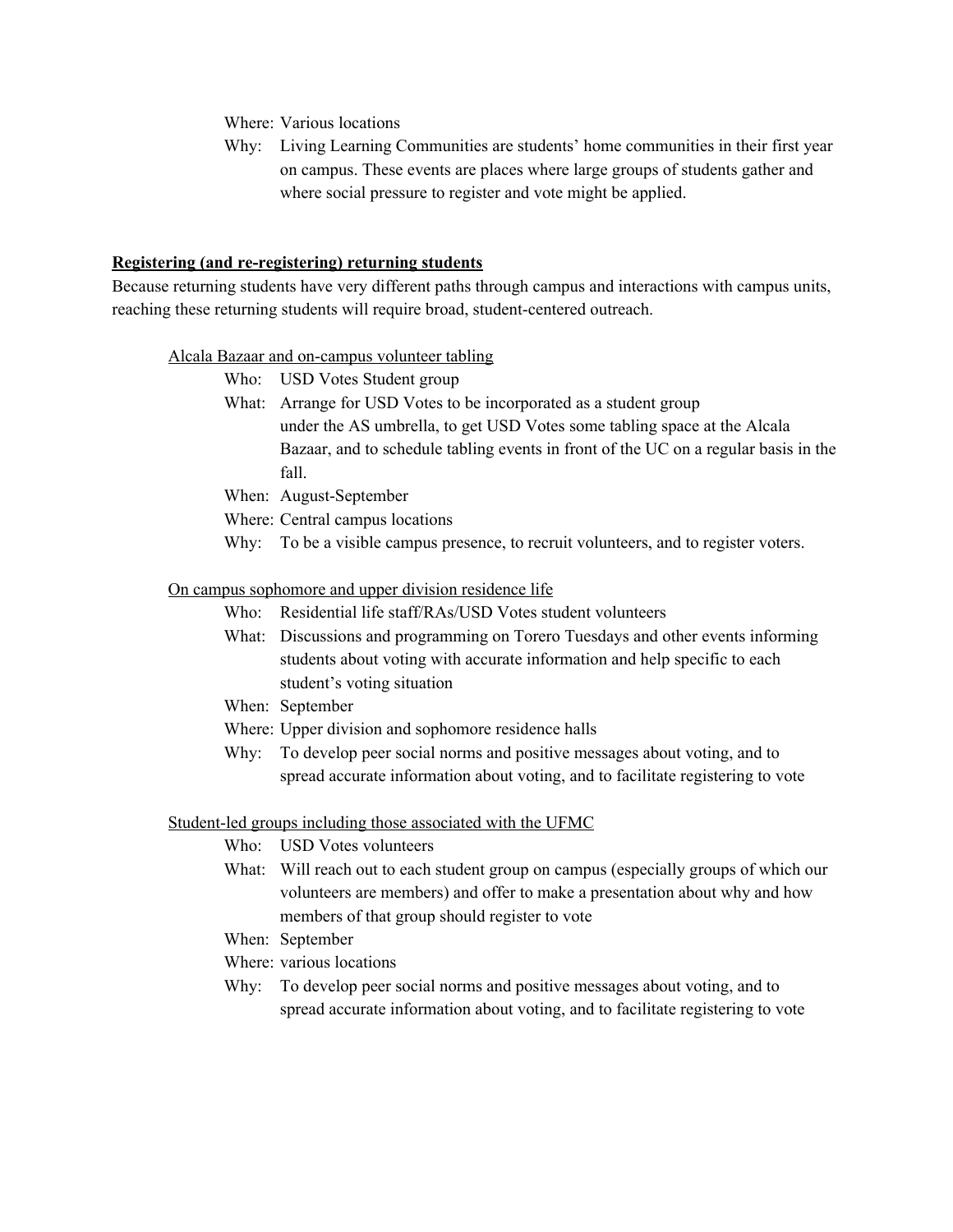Where: Various locations

Why: Living Learning Communities are students' home communities in their first year on campus. These events are places where large groups of students gather and where social pressure to register and vote might be applied.

**Registering (and re-registering) returning students**

Because returning students have very different paths through campus and interactions with campus units, reaching these returning students will require broad, student-centered outreach.

Alcala Bazaar and on-campus volunteer tabling

Who: USD Votes Student group

What: Arrange for USD Votes to be incorporated as a student group under the AS umbrella, to get USD Votes some tabling space at the Alcala Bazaar, and to schedule tabling events in front of the UC on a regular basis in the fall.

When: August-September

Where: Central campus locations

Why: To be a visible campus presence, to recruit volunteers, and to register voters.

On campus sophomore and upper division residence life

Who: Residential life staff/RAs/USD Votes student volunteers

What: Discussions and programming on Torero Tuesdays and other events informing students about voting with accurate information and help specific to each student's voting situation

When: September

Where: Upper division and sophomore residence halls

Why: To develop peer social norms and positive messages about voting, and to spread accurate information about voting, and to facilitate registering to vote

Student-led groups including those associated with the UFMC

Who: USD Votes volunteers

What: Will reach out to each student group on campus (especially groups of which our volunteers are members) and offer to make a presentation about why and how members of that group should register to vote

When: September

Where: various locations

Why: To develop peer social norms and positive messages about voting, and to spread accurate information about voting, and to facilitate registering to vote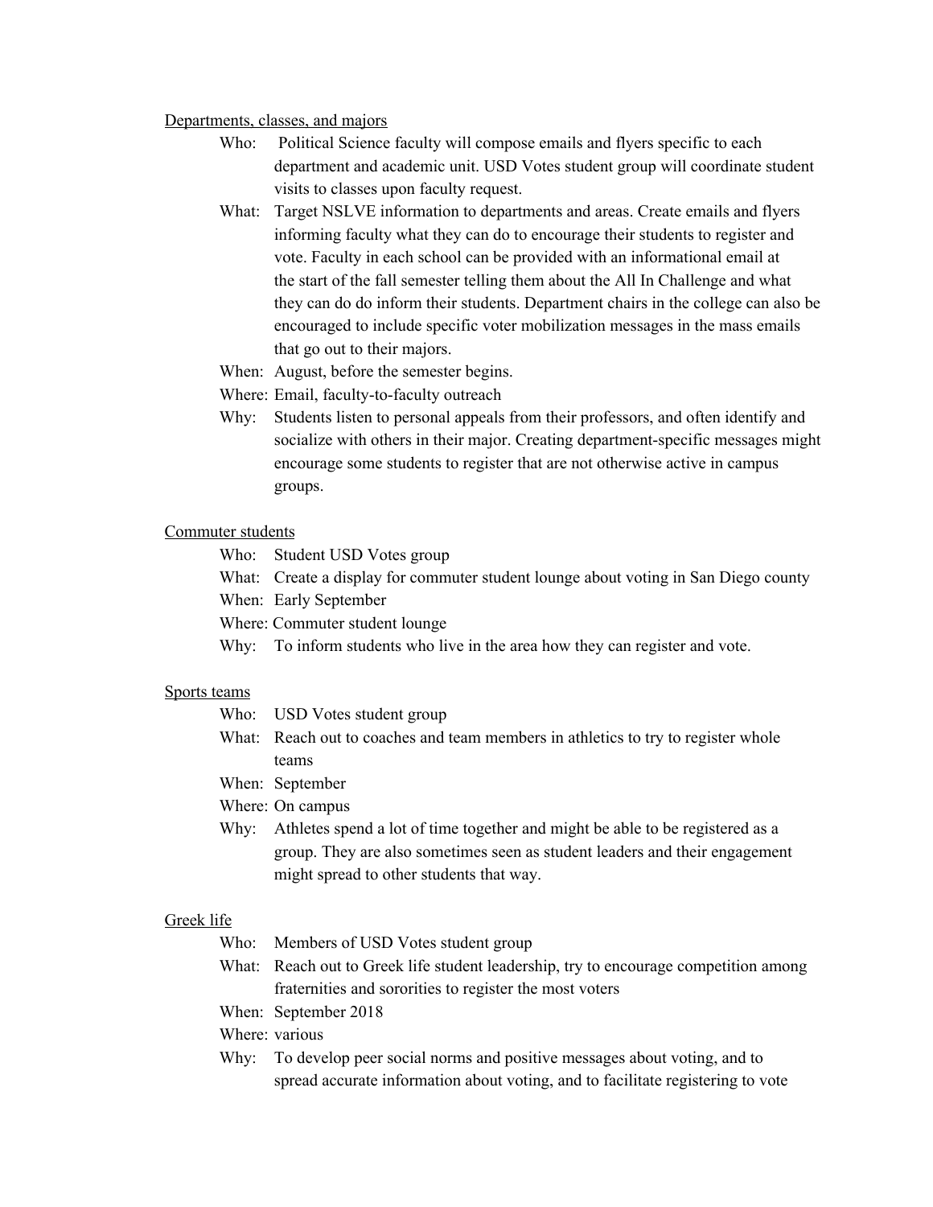<u>Departments, classes, and majors</u>

- Who: Political Science faculty will compose emails and flyers specific to each department and academic unit. USD Votes student group will coordinate student visits to classes upon faculty request.
- What: Target NSLVE information to departments and areas. Create emails and flyers informing faculty what they can do to encourage their students to register and vote. Faculty in each school can be provided with an informational email at the start of the fall semester telling them about the All In Challenge and what they can do do inform their students. Department chairs in the college can also be encouraged to include specific voter mobilization messages in the mass emails that go out to their majors.
- When: August, before the semester begins.
- Where: Email, faculty-to-faculty outreach
- Why: Students listen to personal appeals from their professors, and often identify and socialize with others in their major. Creating department-specific messages might encourage some students to register that are not otherwise active in campus groups.

<u>Commuter students</u>

- Who: Student USD Votes group
- What: Create a display for commuter student lounge about voting in San Diego county
- When: Early September
- Where: Commuter student lounge
- Why: To inform students who live in the area how they can register and vote.

<u>Sports teams</u>

- Who: USD Votes student group
- What: Reach out to coaches and team members in athletics to try to register whole teams
- When: September
- Where: On campus
- Why: Athletes spend a lot of time together and might be able to be registered as a group. They are also sometimes seen as student leaders and their engagement might spread to other students that way.

<u>Greek life</u>

- Who: Members of USD Votes student group
- What: Reach out to Greek life student leadership, try to encourage competition among fraternities and sororities to register the most voters
- When: September 2018
- Where: various
- Why: To develop peer social norms and positive messages about voting, and to spread accurate information about voting, and to facilitate registering to vote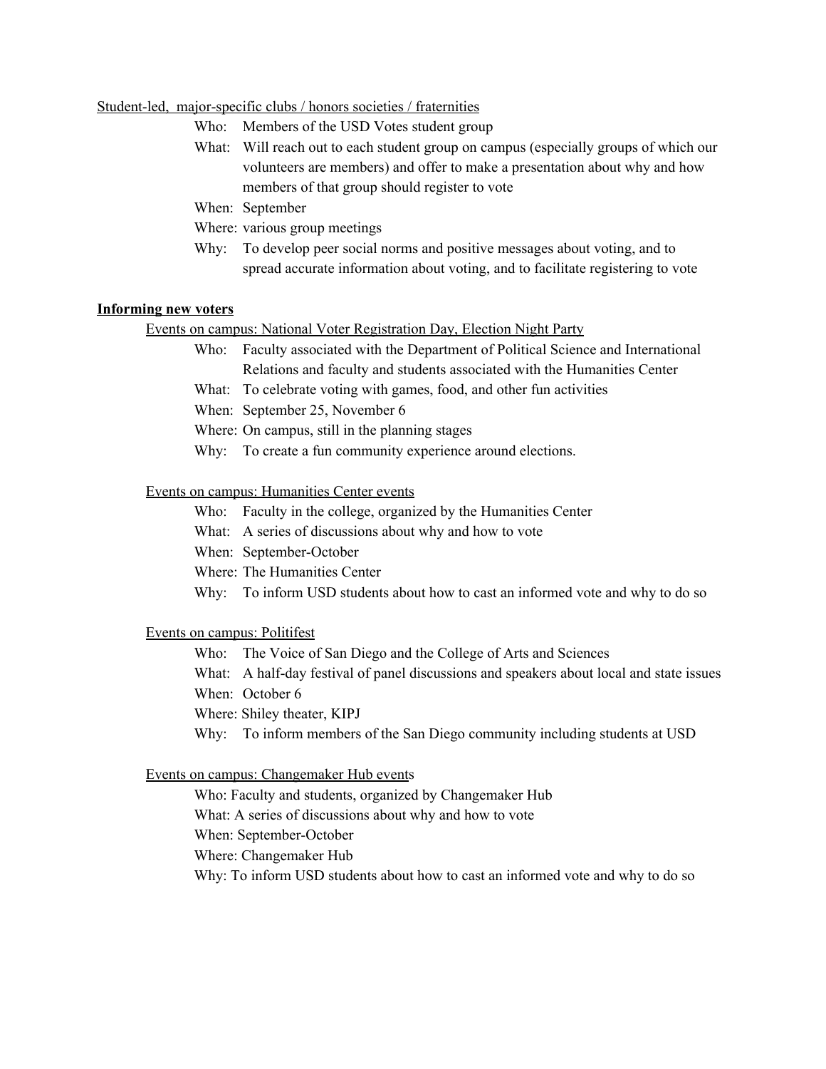Student-led, major-specific clubs / honors societies / fraternities

Who: Members of the USD Votes student group

What: Will reach out to each student group on campus (especially groups of which our volunteers are members) and offer to make a presentation about why and how members of that group should register to vote

When: September

Where: various group meetings

Why: To develop peer social norms and positive messages about voting, and to spread accurate information about voting, and to facilitate registering to vote

**Informing new voters**

Events on campus: National Voter Registration Day, Election Night Party

Who: Faculty associated with the Department of Political Science and International Relations and faculty and students associated with the Humanities Center

What: To celebrate voting with games, food, and other fun activities

When: September 25, November 6

Where: On campus, still in the planning stages

Why: To create a fun community experience around elections.

Events on campus: Humanities Center events

Who: Faculty in the college, organized by the Humanities Center

What: A series of discussions about why and how to vote

When: September-October

Where: The Humanities Center

Why: To inform USD students about how to cast an informed vote and why to do so

Events on campus: Politifest

Who: The Voice of San Diego and the College of Arts and Sciences

What: A half-day festival of panel discussions and speakers about local and state issues

When: October 6

Where: Shiley theater, KIPJ

Why: To inform members of the San Diego community including students at USD

Events on campus: Changemaker Hub events

Who: Faculty and students, organized by Changemaker Hub

What: A series of discussions about why and how to vote

When: September-October

Where: Changemaker Hub

Why: To inform USD students about how to cast an informed vote and why to do so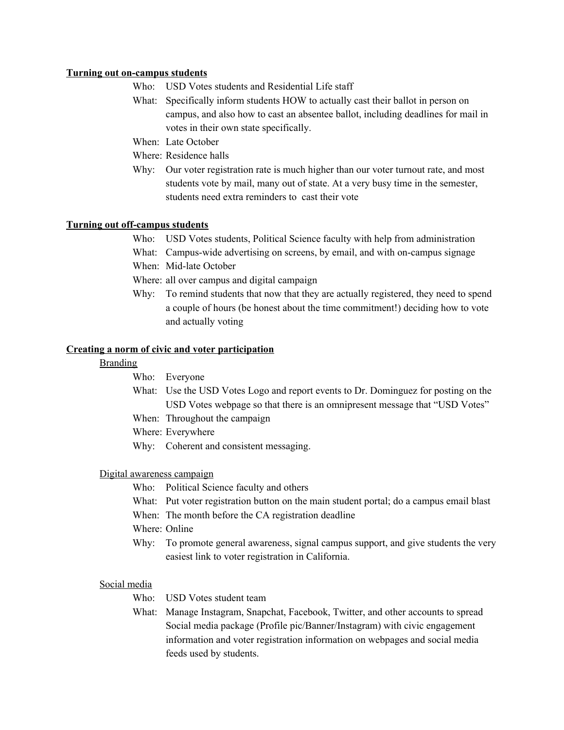**Turning out on-campus students**

Who: USD Votes students and Residential Life staff

What: Specifically inform students HOW to actually cast their ballot in person on campus, and also how to cast an absentee ballot, including deadlines for mail in votes in their own state specifically.

When: Late October

Where: Residence halls

Why: Our voter registration rate is much higher than our voter turnout rate, and most students vote by mail, many out of state. At a very busy time in the semester, students need extra reminders to cast their vote

**Turning out off-campus students**

Who: USD Votes students, Political Science faculty with help from administration

What: Campus-wide advertising on screens, by email, and with on-campus signage

When: Mid-late October

Where: all over campus and digital campaign

Why: To remind students that now that they are actually registered, they need to spend a couple of hours (be honest about the time commitment!) deciding how to vote and actually voting

**Creating a norm of civic and voter participation**

Branding

Who: Everyone

What: Use the USD Votes Logo and report events to Dr. Dominguez for posting on the USD Votes webpage so that there is an omnipresent message that "USD Votes"

When: Throughout the campaign

Where: Everywhere

Why: Coherent and consistent messaging.

Digital awareness campaign

Who: Political Science faculty and others

What: Put voter registration button on the main student portal; do a campus email blast

When: The month before the CA registration deadline

Where: Online

Why: To promote general awareness, signal campus support, and give students the very easiest link to voter registration in California.

Social media

Who: USD Votes student team

What: Manage Instagram, Snapchat, Facebook, Twitter, and other accounts to spread Social media package (Profile pic/Banner/Instagram) with civic engagement information and voter registration information on webpages and social media feeds used by students.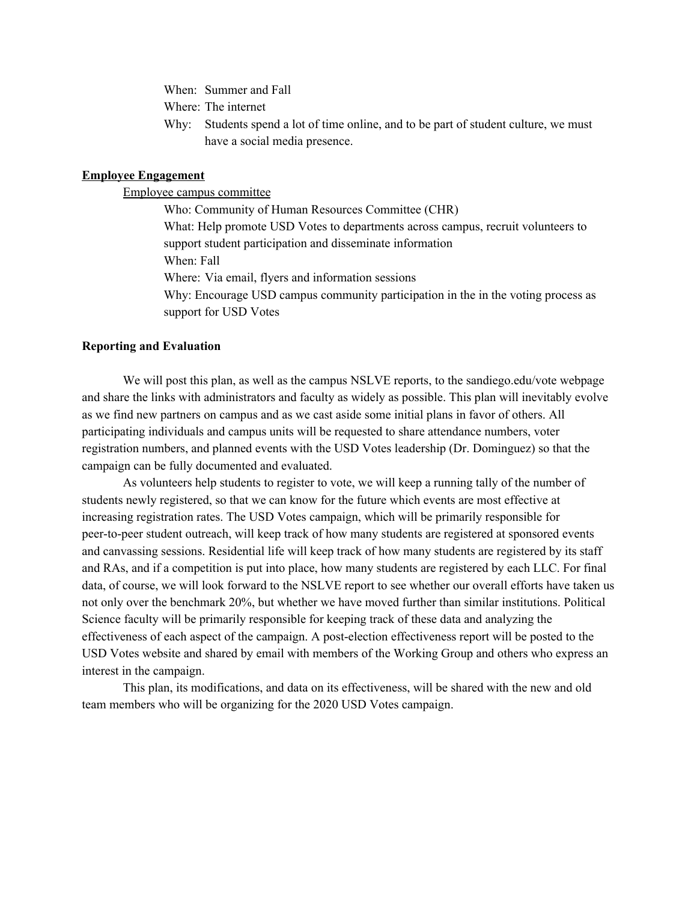When: Summer and Fall

Where: The internet

Why: Students spend a lot of time online, and to be part of student culture, we must have a social media presence.

**Employee Engagement**

Employee campus committee

Who: Community of Human Resources Committee (CHR)

What: Help promote USD Votes to departments across campus, recruit volunteers to support student participation and disseminate information

When: Fall

Where: Via email, flyers and information sessions

Why: Encourage USD campus community participation in the in the voting process as support for USD Votes

**Reporting and Evaluation**

We will post this plan, as well as the campus NSLVE reports, to the sandiego.edu/vote webpage and share the links with administrators and faculty as widely as possible. This plan will inevitably evolve as we find new partners on campus and as we cast aside some initial plans in favor of others. All participating individuals and campus units will be requested to share attendance numbers, voter registration numbers, and planned events with the USD Votes leadership (Dr. Dominguez) so that the campaign can be fully documented and evaluated.

As volunteers help students to register to vote, we will keep a running tally of the number of students newly registered, so that we can know for the future which events are most effective at increasing registration rates. The USD Votes campaign, which will be primarily responsible for peer-to-peer student outreach, will keep track of how many students are registered at sponsored events and canvassing sessions. Residential life will keep track of how many students are registered by its staff and RAs, and if a competition is put into place, how many students are registered by each LLC. For final data, of course, we will look forward to the NSLVE report to see whether our overall efforts have taken us not only over the benchmark 20%, but whether we have moved further than similar institutions. Political Science faculty will be primarily responsible for keeping track of these data and analyzing the effectiveness of each aspect of the campaign. A post-election effectiveness report will be posted to the USD Votes website and shared by email with members of the Working Group and others who express an interest in the campaign.

This plan, its modifications, and data on its effectiveness, will be shared with the new and old team members who will be organizing for the 2020 USD Votes campaign.